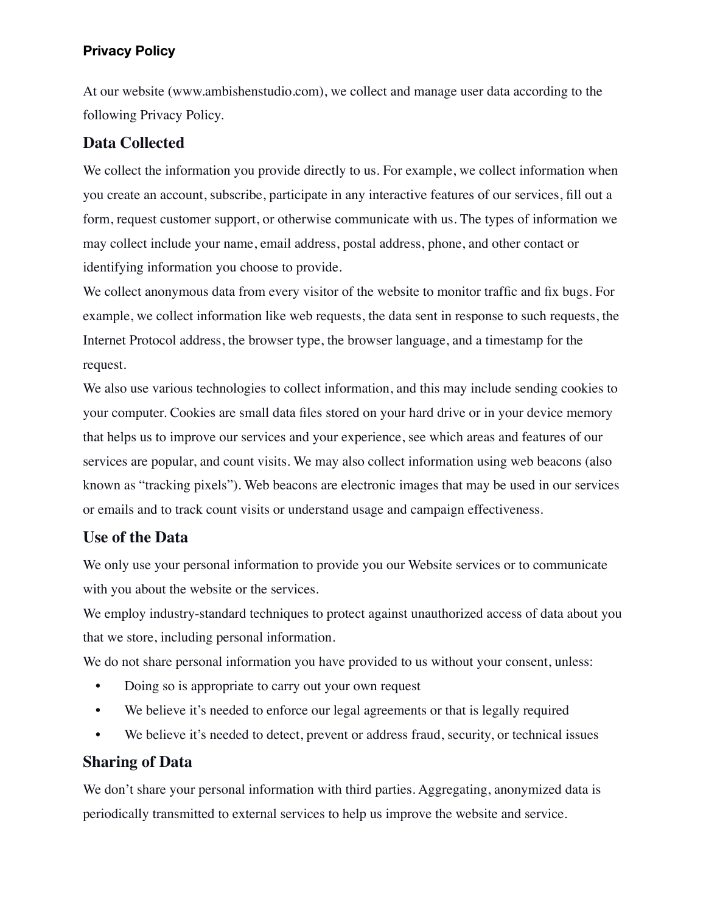# Privacy Policy

At our website (www.ambishenstudio.com), we collect and manage user data according to the following Privacy Policy.

## Data Collected

We collect the information you provide directly to us. For example, we collect information when you create an account, subscribe, participate in any interactive features of our services, fill out a form, request customer support, or otherwise communicate with us. The types of information we may collect include your name, email address, postal address, phone, and other contact or identifying information you choose to provide.

We collect anonymous data from every visitor of the website to monitor traffic and fix bugs. For example, we collect information like web requests, the data sent in response to such requests, the Internet Protocol address, the browser type, the browser language, and a timestamp for the request.

We also use various technologies to collect information, and this may include sending cookies to your computer. Cookies are small data files stored on your hard drive or in your device memory that helps us to improve our services and your experience, see which areas and features of our services are popular, and count visits. We may also collect information using web beacons (also known as "tracking pixels"). Web beacons are electronic images that may be used in our services or emails and to track count visits or understand usage and campaign effectiveness.

## Use of the Data

We only use your personal information to provide you our Website services or to communicate with you about the website or the services.

We employ industry-standard techniques to protect against unauthorized access of data about you that we store, including personal information.

We do not share personal information you have provided to us without your consent, unless:

- Doing so is appropriate to carry out your own request
- We believe it's needed to enforce our legal agreements or that is legally required
- We believe it's needed to detect, prevent or address fraud, security, or technical issues

## Sharing of Data

We don't share your personal information with third parties. Aggregating, anonymized data is periodically transmitted to external services to help us improve the website and service.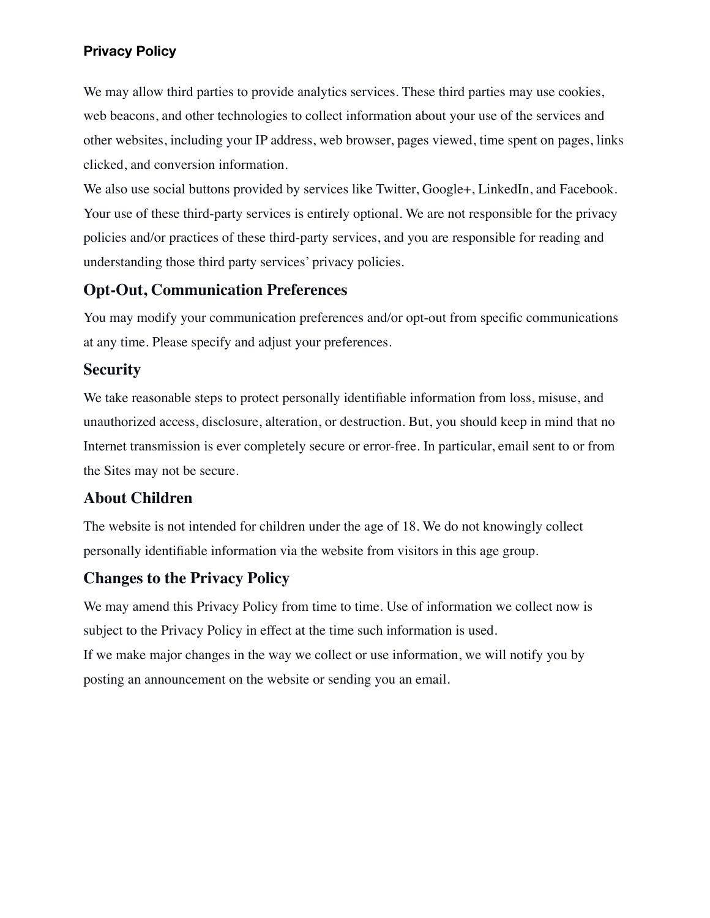We may allow third parties to provide analytics services. These third parties may use cookies, web beacons, and other technologies to collect information about your use of the services and other websites, including your IP address, web browser, pages viewed, time spent on pages, links clicked, and conversion information.

We also use social buttons provided by services like Twitter, Google+, LinkedIn, and Facebook. Your use of these third-party services is entirely optional. We are not responsible for the privacy policies and/or practices of these third-party services, and you are responsible for reading and understanding those third party services' privacy policies.

## Opt-Out, Communication Preferences

You may modify your communication preferences and/or opt-out from specific communications at any time. Please specify and adjust your preferences.

## Security

We take reasonable steps to protect personally identifiable information from loss, misuse, and unauthorized access, disclosure, alteration, or destruction. But, you should keep in mind that no Internet transmission is ever completely secure or error-free. In particular, email sent to or from the Sites may not be secure.

## About Children

The website is not intended for children under the age of 18. We do not knowingly collect personally identifiable information via the website from visitors in this age group.

## Changes to the Privacy Policy

We may amend this Privacy Policy from time to time. Use of information we collect now is subject to the Privacy Policy in effect at the time such information is used.

If we make major changes in the way we collect or use information, we will notify you by posting an announcement on the website or sending you an email.